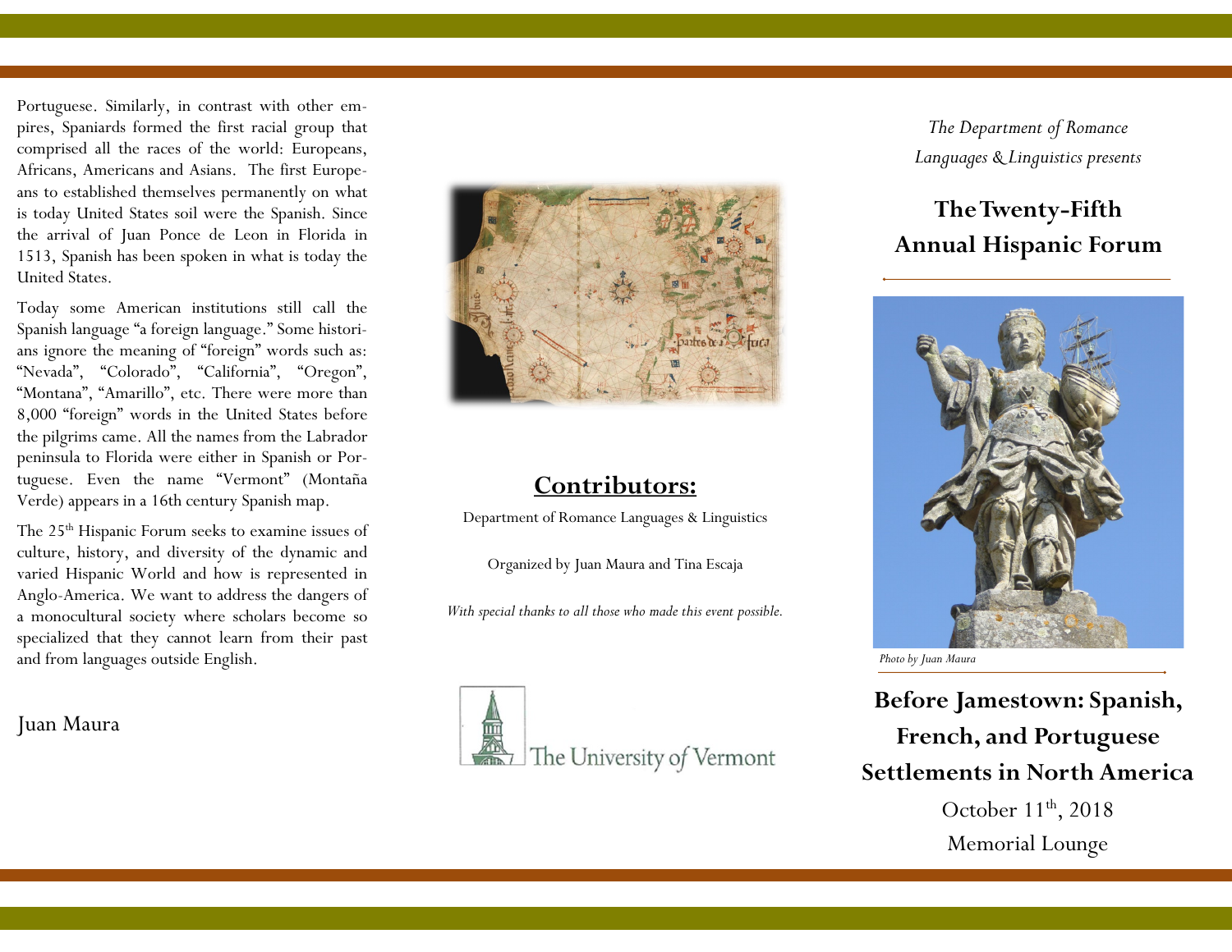Portuguese. Similarly, in contrast with other empires, Spaniards formed the first racial group that comprised all the races of the world: Europeans, Africans, Americans and Asians. The first Europeans to established themselves permanently on what is today United States soil were the Spanish. Since the arrival of Juan Ponce de Leon in Florida in 1513, Spanish has been spoken in what is today the United States.

Today some American institutions still call the Spanish language "a foreign language." Some historians ignore the meaning of "foreign" words such as: "Nevada", "Colorado", "California", "Oregon", "Montana", "Amarillo", etc. There were more than 8,000 "foreign" words in the United States before the pilgrims came. All the names from the Labrador peninsula to Florida were either in Spanish or Portuguese. Even the name "Vermont" (Montaña Verde) appears in a 16th century Spanish map.

The 25th Hispanic Forum seeks to examine issues of culture, history, and diversity of the dynamic and varied Hispanic World and how is represented in Anglo-America. We want to address the dangers of a monocultural society where scholars become so specialized that they cannot learn from their past and from languages outside English.

Juan Maura

## Contributors:

Department of Romance Languages & Linguistics

Organized by Juan Maura and Tina Escaja

*With special thanks to all those who made this event possible.*

The University of Vermont

*The Department of Romance Languages & Linguistics presents*

# The Twenty-Fifth Annual Hispanic Forum

*Photo by Juan Maura*

## Before Jamestown: Spanish, French, and Portuguese Settlements in North America

October 11th, 2018

Memorial Lounge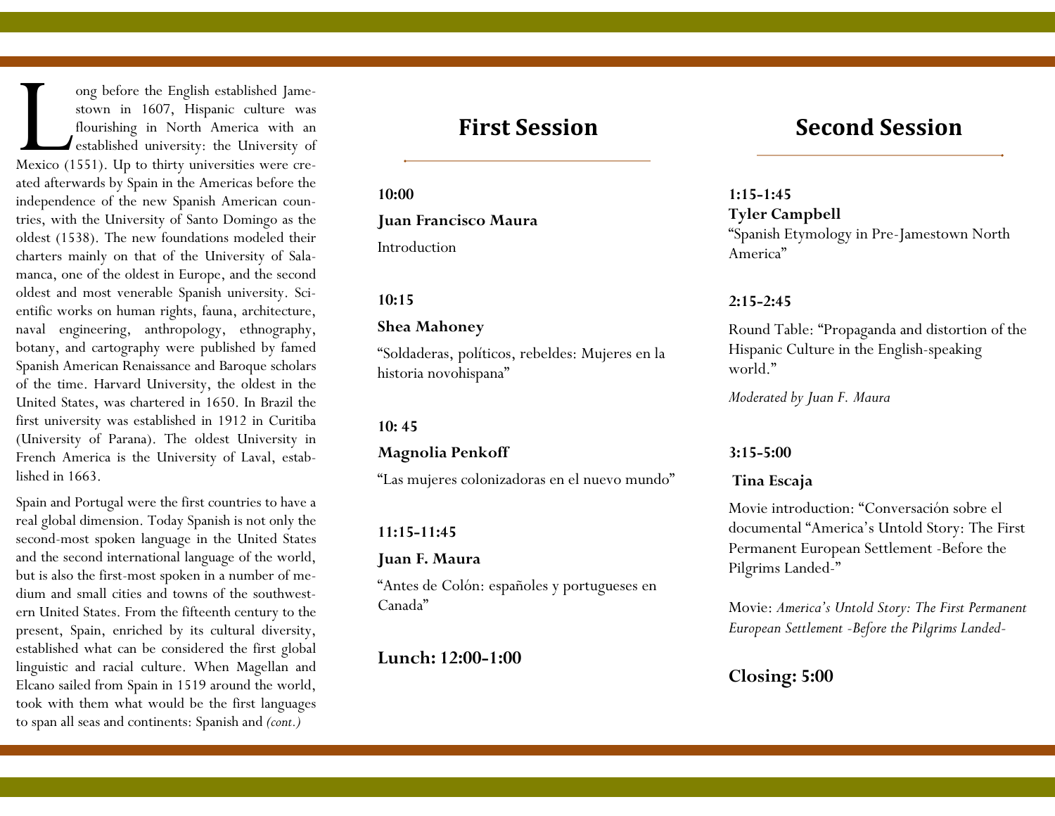Long before the English established Jamestown in 1607, Hispanic culture was flourishing in North America with an established university: the University of Mexico (1551). Up to thirty universities were created afterwards by Spain in the Americas before the independence of the new Spanish American countries, with the University of Santo Domingo as the oldest (1538). The new foundations modeled their charters mainly on that of the University of Salamanca, one of the oldest in Europe, and the second oldest and most venerable Spanish university. Scientific works on human rights, fauna, architecture, naval engineering, anthropology, ethnography, botany, and cartography were published by famed Spanish American Renaissance and Baroque scholars of the time. Harvard University, the oldest in the United States, was chartered in 1650. In Brazil the first university was established in 1912 in Curitiba (University of Parana). The oldest University in French America is the University of Laval, established in 1663.

Spain and Portugal were the first countries to have a real global dimension. Today Spanish is not only the second-most spoken language in the United States and the second international language of the world, but is also the first-most spoken in a number of medium and small cities and towns of the southwestern United States. From the fifteenth century to the present, Spain, enriched by its cultural diversity, established what can be considered the first global linguistic and racial culture. When Magellan and Elcano sailed from Spain in 1519 around the world, took with them what would be the first languages to span all seas and continents: Spanish and *(cont.)*

## First Session

**10:00**

**Juan Francisco Maura**

Introduction

**10:15**

**Shea Mahoney**

"Soldaderas, políticos, rebeldes: Mujeres en la historia novohispana"

**10: 45**

**Magnolia Penkoff**

"Las mujeres colonizadoras en el nuevo mundo"

**11:15-11:45**

**Juan F. Maura**

"Antes de Colón: españoles y portugueses en Canada"

**Lunch: 12:00-1:00**

## Second Session

**1:15-1:45**

**Tyler Campbell**

"Spanish Etymology in Pre-Jamestown North America"

**2:15-2:45**

Round Table: "Propaganda and distortion of the Hispanic Culture in the English-speaking world."

*Moderated by Juan F. Maura*

**3:15-5:00**

**Tina Escaja**

Movie introduction: "Conversación sobre el documental "America's Untold Story: The First Permanent European Settlement -Before the Pilgrims Landed-"

Movie: *America's Untold Story: The First Permanent European Settlement -Before the Pilgrims Landed-*

**Closing: 5:00**